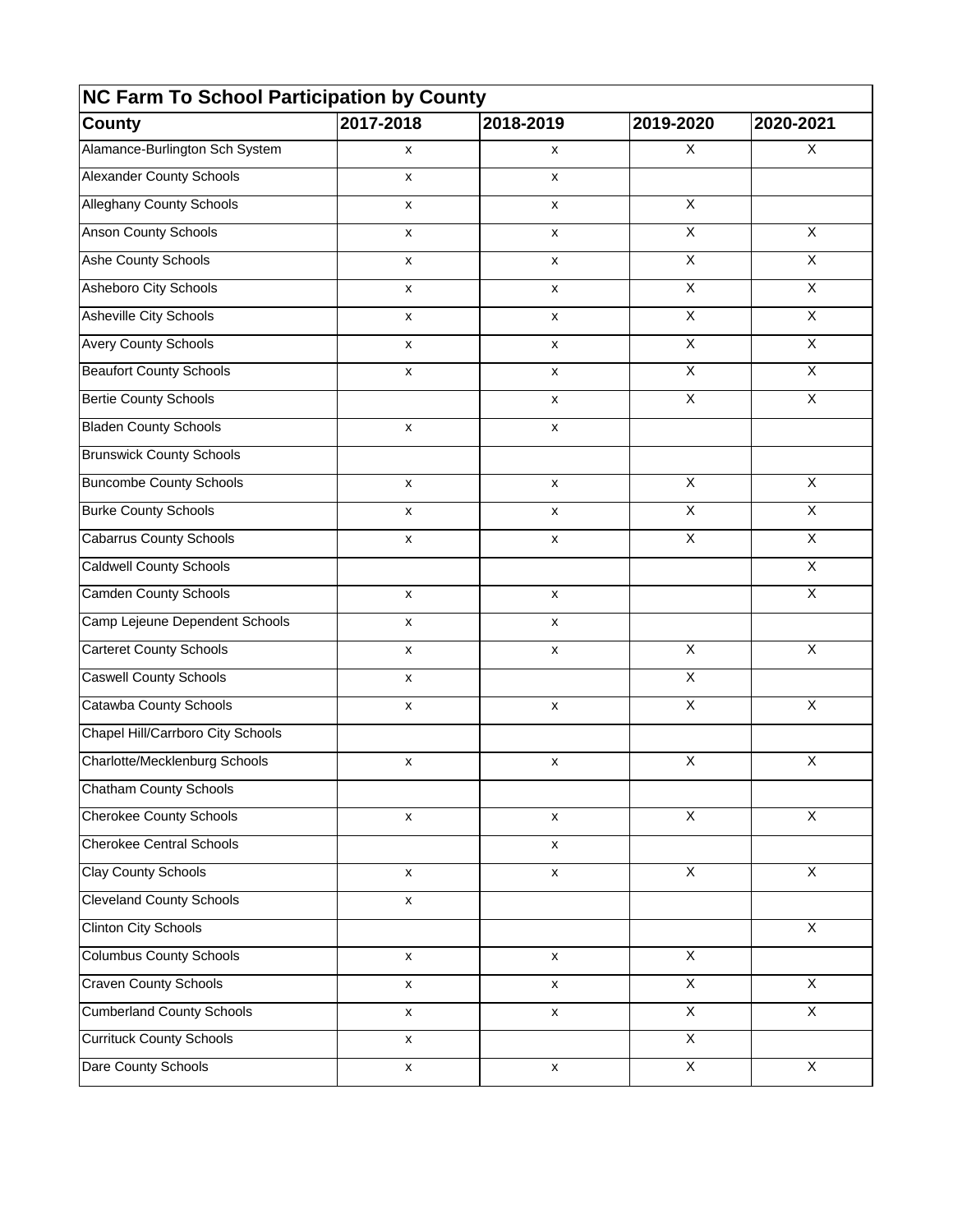| NC Farm To School Participation by County | | | | |
|---|---|---|---|---|
| **County** | **2017-2018** | **2018-2019** | **2019-2020** | **2020-2021** |
| Alamance-Burlington Sch System | x | x | X | X |
| Alexander County Schools | x | x | | |
| Alleghany County Schools | x | x | X | |
| Anson County Schools | x | x | X | X |
| Ashe County Schools | x | x | X | X |
| Asheboro City Schools | x | x | X | X |
| Asheville City Schools | x | x | X | X |
| Avery County Schools | x | x | X | X |
| Beaufort County Schools | x | x | X | X |
| Bertie County Schools | | x | X | X |
| Bladen County Schools | x | x | | |
| Brunswick County Schools | | | | |
| Buncombe County Schools | x | x | X | X |
| Burke County Schools | x | x | X | X |
| Cabarrus County Schools | x | x | X | X |
| Caldwell County Schools | | | | X |
| Camden County Schools | x | x | | X |
| Camp Lejeune Dependent Schools | x | x | | |
| Carteret County Schools | x | x | X | X |
| Caswell County Schools | x | | X | |
| Catawba County Schools | x | x | X | X |
| Chapel Hill/Carrboro City Schools | | | | |
| Charlotte/Mecklenburg Schools | x | x | X | X |
| Chatham County Schools | | | | |
| Cherokee County Schools | x | x | X | X |
| Cherokee Central Schools | | x | | |
| Clay County Schools | x | x | X | X |
| Cleveland County Schools | x | | | |
| Clinton City Schools | | | | X |
| Columbus County Schools | x | x | X | |
| Craven County Schools | x | x | X | X |
| Cumberland County Schools | x | x | X | X |
| Currituck County Schools | x | | X | |
| Dare County Schools | x | x | X | X |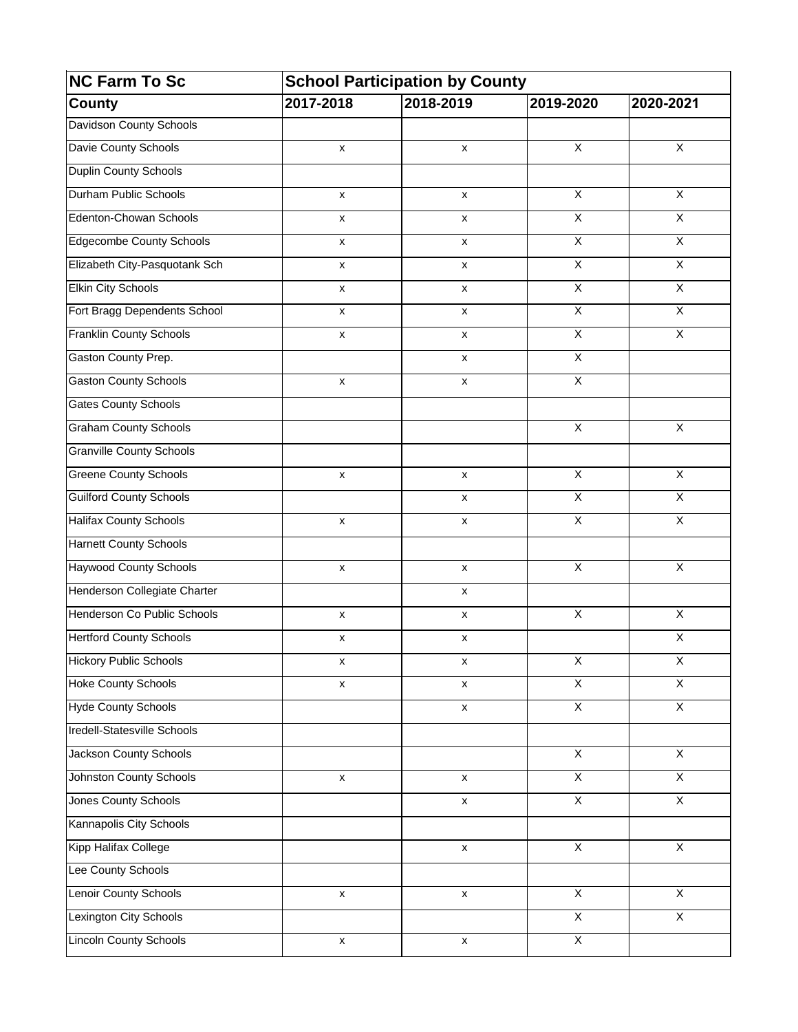| NC Farm To Sc | School Participation by County | | | |
|---|---|---|---|---|
| **County** | **2017-2018** | **2018-2019** | **2019-2020** | **2020-2021** |
| Davidson County Schools | | | | |
| Davie County Schools | x | x | X | X |
| Duplin County Schools | | | | |
| Durham Public Schools | x | x | X | X |
| Edenton-Chowan Schools | x | x | X | X |
| Edgecombe County Schools | x | x | X | X |
| Elizabeth City-Pasquotank Sch | x | x | X | X |
| Elkin City Schools | x | x | X | X |
| Fort Bragg Dependents School | x | x | X | X |
| Franklin County Schools | x | x | X | X |
| Gaston County Prep. | | x | X | |
| Gaston County Schools | x | x | X | |
| Gates County Schools | | | | |
| Graham County Schools | | | X | X |
| Granville County Schools | | | | |
| Greene County Schools | x | x | X | X |
| Guilford County Schools | | x | X | X |
| Halifax County Schools | x | x | X | X |
| Harnett County Schools | | | | |
| Haywood County Schools | x | x | X | X |
| Henderson Collegiate Charter | | x | | |
| Henderson Co Public Schools | x | x | X | X |
| Hertford County Schools | x | x | | X |
| Hickory Public Schools | x | x | X | X |
| Hoke County Schools | x | x | X | X |
| Hyde County Schools | | x | X | X |
| Iredell-Statesville Schools | | | | |
| Jackson County Schools | | | X | X |
| Johnston County Schools | x | x | X | X |
| Jones County Schools | | x | X | X |
| Kannapolis City Schools | | | | |
| Kipp Halifax College | | x | X | X |
| Lee County Schools | | | | |
| Lenoir County Schools | x | x | X | X |
| Lexington City Schools | | | X | X |
| Lincoln County Schools | x | x | X | |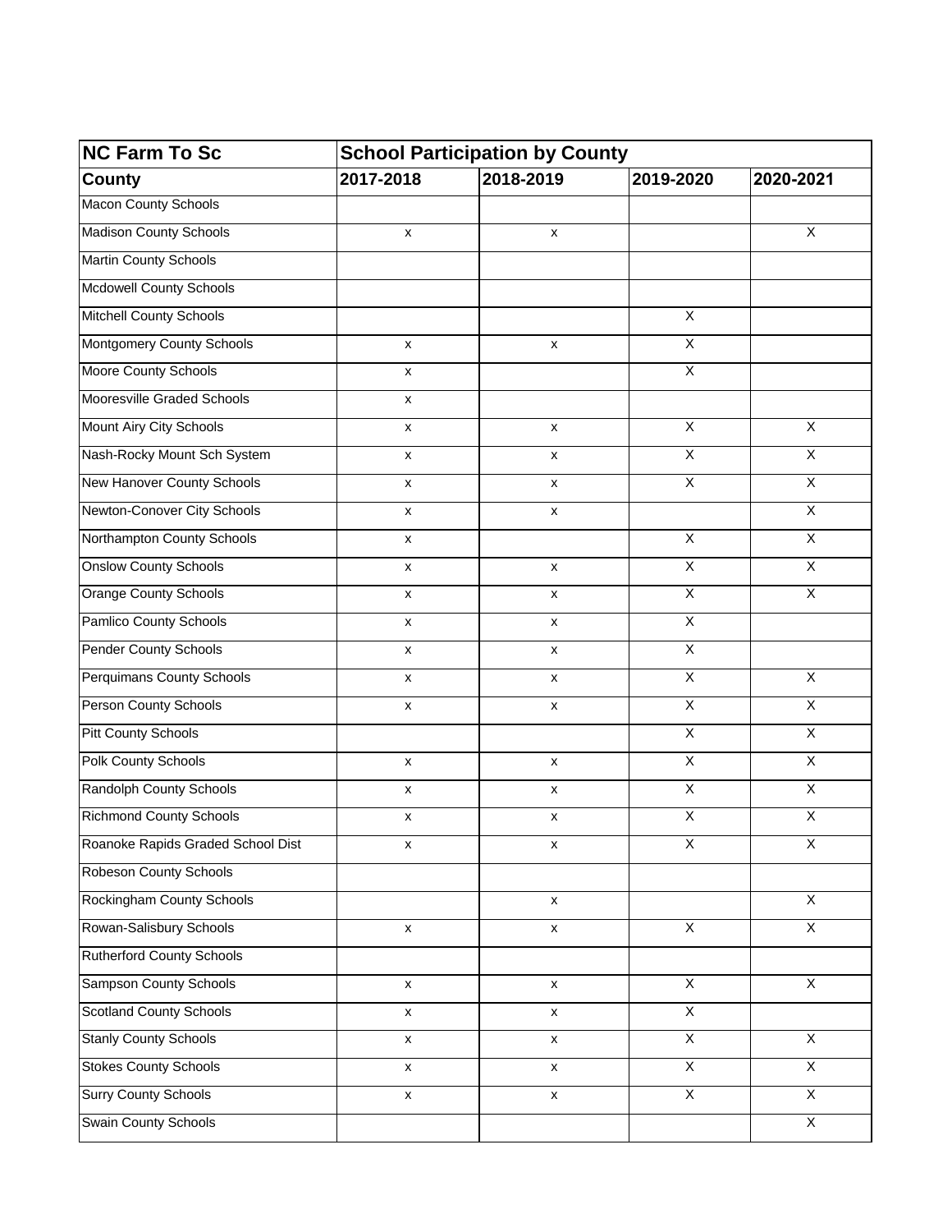| NC Farm To Sc | School Participation by County | | | |
|---|---|---|---|---|
| **County** | **2017-2018** | **2018-2019** | **2019-2020** | **2020-2021** |
| Macon County Schools | | | | |
| Madison County Schools | x | x | | X |
| Martin County Schools | | | | |
| Mcdowell County Schools | | | | |
| Mitchell County Schools | | | X | |
| Montgomery County Schools | x | x | X | |
| Moore County Schools | x | | X | |
| Mooresville Graded Schools | x | | | |
| Mount Airy City Schools | x | x | X | X |
| Nash-Rocky Mount Sch System | x | x | X | X |
| New Hanover County Schools | x | x | X | X |
| Newton-Conover City Schools | x | x | | X |
| Northampton County Schools | x | | X | X |
| Onslow County Schools | x | x | X | X |
| Orange County Schools | x | x | X | X |
| Pamlico County Schools | x | x | X | |
| Pender County Schools | x | x | X | |
| Perquimans County Schools | x | x | X | X |
| Person County Schools | x | x | X | X |
| Pitt County Schools | | | X | X |
| Polk County Schools | x | x | X | X |
| Randolph County Schools | x | x | X | X |
| Richmond County Schools | x | x | X | X |
| Roanoke Rapids Graded School Dist | x | x | X | X |
| Robeson County Schools | | | | |
| Rockingham County Schools | | x | | X |
| Rowan-Salisbury Schools | x | x | X | X |
| Rutherford County Schools | | | | |
| Sampson County Schools | x | x | X | X |
| Scotland County Schools | x | x | X | |
| Stanly County Schools | x | x | X | X |
| Stokes County Schools | x | x | X | X |
| Surry County Schools | x | x | X | X |
| Swain County Schools | | | | X |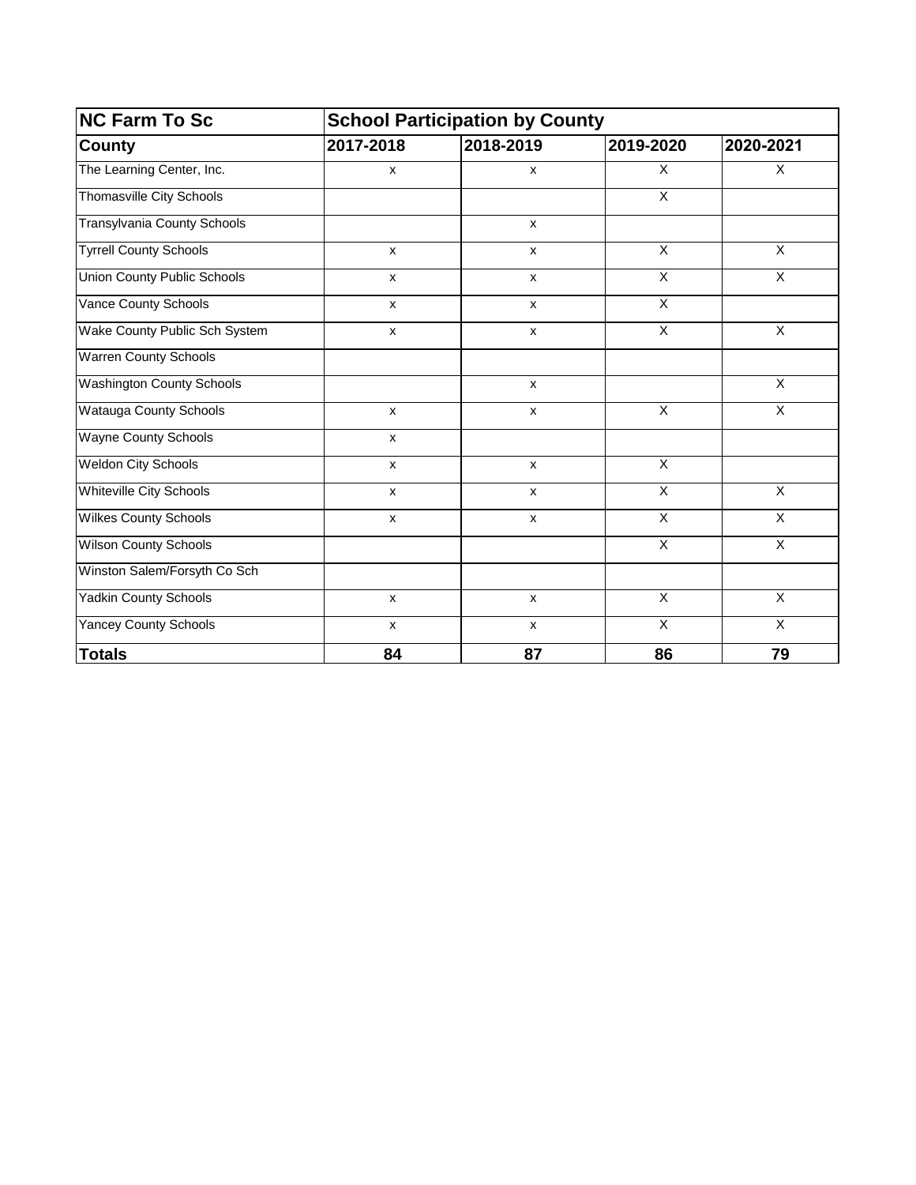| NC Farm To Sc | School Participation by County | | | |
|---|---|---|---|---|
| **County** | **2017-2018** | **2018-2019** | **2019-2020** | **2020-2021** |
| The Learning Center, Inc. | x | x | X | X |
| Thomasville City Schools | | | X | |
| Transylvania County Schools | | x | | |
| Tyrrell County Schools | x | x | X | X |
| Union County Public Schools | x | x | X | X |
| Vance County Schools | x | x | X | |
| Wake County Public Sch System | x | x | X | X |
| Warren County Schools | | | | |
| Washington County Schools | | x | | X |
| Watauga County Schools | x | x | X | X |
| Wayne County Schools | x | | | |
| Weldon City Schools | x | x | X | |
| Whiteville City Schools | x | x | X | X |
| Wilkes County Schools | x | x | X | X |
| Wilson County Schools | | | X | X |
| Winston Salem/Forsyth Co Sch | | | | |
| Yadkin County Schools | x | x | X | X |
| Yancey County Schools | x | x | X | X |
| **Totals** | **84** | **87** | **86** | **79** |